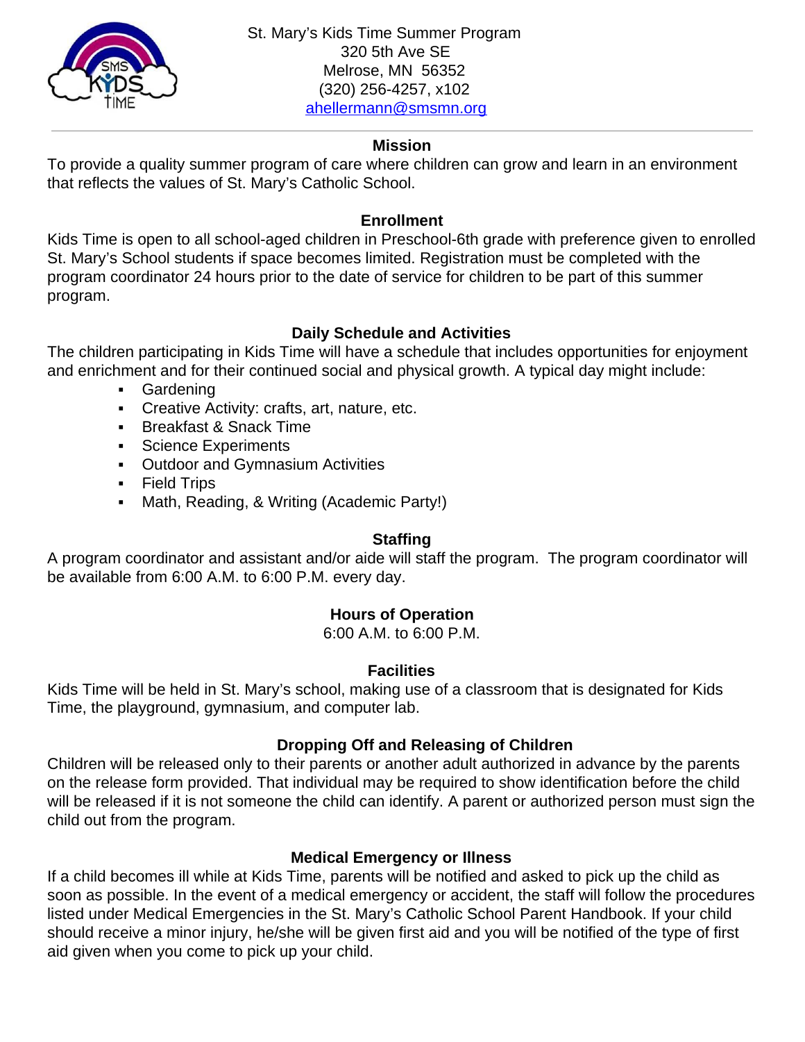St. Mary's Kids Time Summer Program
320 5th Ave SE
Melrose, MN 56352
(320) 256-4257, x102
ahellermann@smsmn.org

## Mission

To provide a quality summer program of care where children can grow and learn in an environment that reflects the values of St. Mary's Catholic School.

## Enrollment

Kids Time is open to all school-aged children in Preschool-6th grade with preference given to enrolled St. Mary's School students if space becomes limited. Registration must be completed with the program coordinator 24 hours prior to the date of service for children to be part of this summer program.

## Daily Schedule and Activities

The children participating in Kids Time will have a schedule that includes opportunities for enjoyment and enrichment and for their continued social and physical growth. A typical day might include:

- Gardening
- Creative Activity: crafts, art, nature, etc.
- Breakfast & Snack Time
- Science Experiments
- Outdoor and Gymnasium Activities
- Field Trips
- Math, Reading, & Writing (Academic Party!)

## Staffing

A program coordinator and assistant and/or aide will staff the program. The program coordinator will be available from 6:00 A.M. to 6:00 P.M. every day.

## Hours of Operation

6:00 A.M. to 6:00 P.M.

## Facilities

Kids Time will be held in St. Mary's school, making use of a classroom that is designated for Kids Time, the playground, gymnasium, and computer lab.

## Dropping Off and Releasing of Children

Children will be released only to their parents or another adult authorized in advance by the parents on the release form provided. That individual may be required to show identification before the child will be released if it is not someone the child can identify. A parent or authorized person must sign the child out from the program.

## Medical Emergency or Illness

If a child becomes ill while at Kids Time, parents will be notified and asked to pick up the child as soon as possible. In the event of a medical emergency or accident, the staff will follow the procedures listed under Medical Emergencies in the St. Mary's Catholic School Parent Handbook. If your child should receive a minor injury, he/she will be given first aid and you will be notified of the type of first aid given when you come to pick up your child.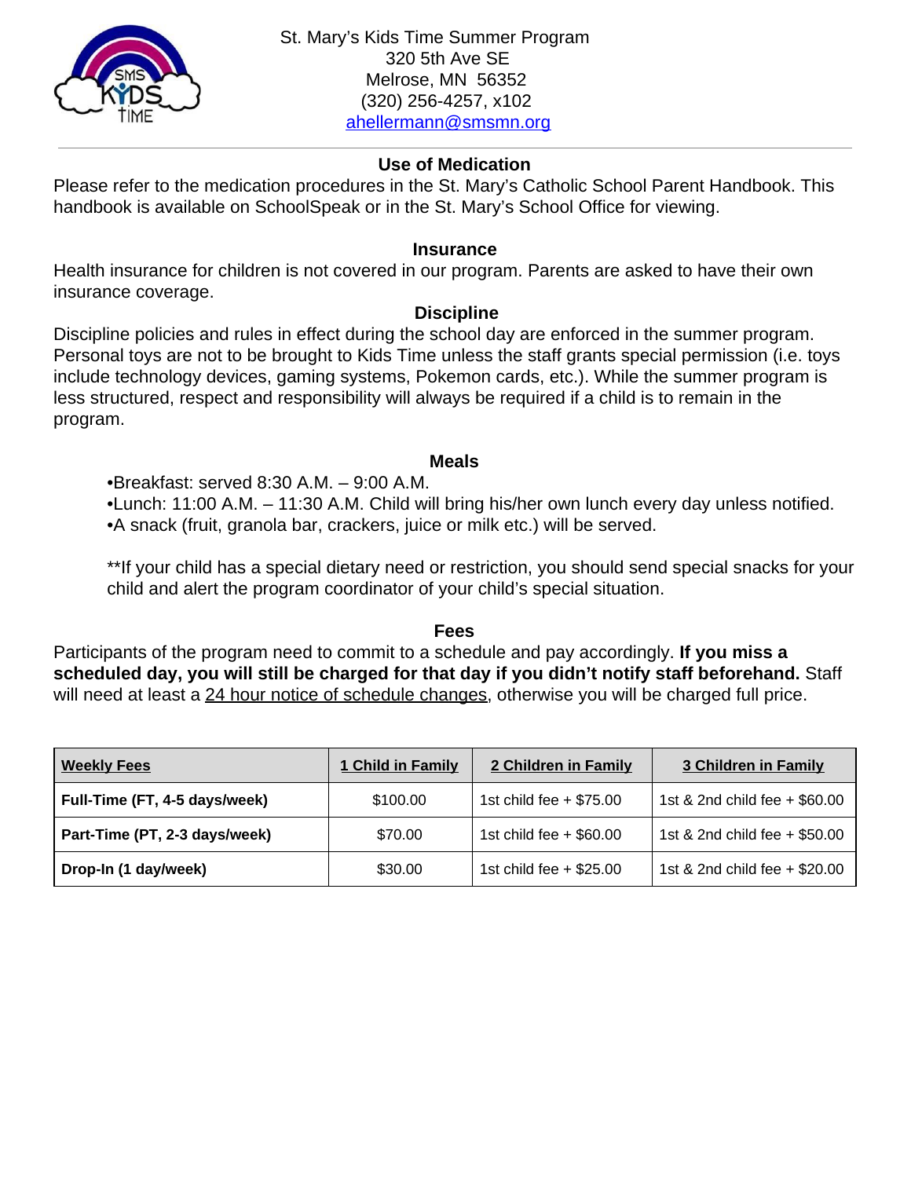St. Mary's Kids Time Summer Program
320 5th Ave SE
Melrose, MN 56352
(320) 256-4257, x102
ahellermann@smsmn.org

## Use of Medication

Please refer to the medication procedures in the St. Mary's Catholic School Parent Handbook. This handbook is available on SchoolSpeak or in the St. Mary's School Office for viewing.

## Insurance

Health insurance for children is not covered in our program. Parents are asked to have their own insurance coverage.

## Discipline

Discipline policies and rules in effect during the school day are enforced in the summer program. Personal toys are not to be brought to Kids Time unless the staff grants special permission (i.e. toys include technology devices, gaming systems, Pokemon cards, etc.). While the summer program is less structured, respect and responsibility will always be required if a child is to remain in the program.

## Meals

- Breakfast: served 8:30 A.M. – 9:00 A.M.
- Lunch: 11:00 A.M. – 11:30 A.M. Child will bring his/her own lunch every day unless notified.
- A snack (fruit, granola bar, crackers, juice or milk etc.) will be served.

**If your child has a special dietary need or restriction, you should send special snacks for your child and alert the program coordinator of your child's special situation.

## Fees

Participants of the program need to commit to a schedule and pay accordingly. **If you miss a scheduled day, you will still be charged for that day if you didn't notify staff beforehand.** Staff will need at least a 24 hour notice of schedule changes, otherwise you will be charged full price.

| Weekly Fees | 1 Child in Family | 2 Children in Family | 3 Children in Family |
|---|---|---|---|
| **Full-Time (FT, 4-5 days/week)** | $100.00 | 1st child fee + $75.00 | 1st & 2nd child fee + $60.00 |
| **Part-Time (PT, 2-3 days/week)** | $70.00 | 1st child fee + $60.00 | 1st & 2nd child fee + $50.00 |
| **Drop-In (1 day/week)** | $30.00 | 1st child fee + $25.00 | 1st & 2nd child fee + $20.00 |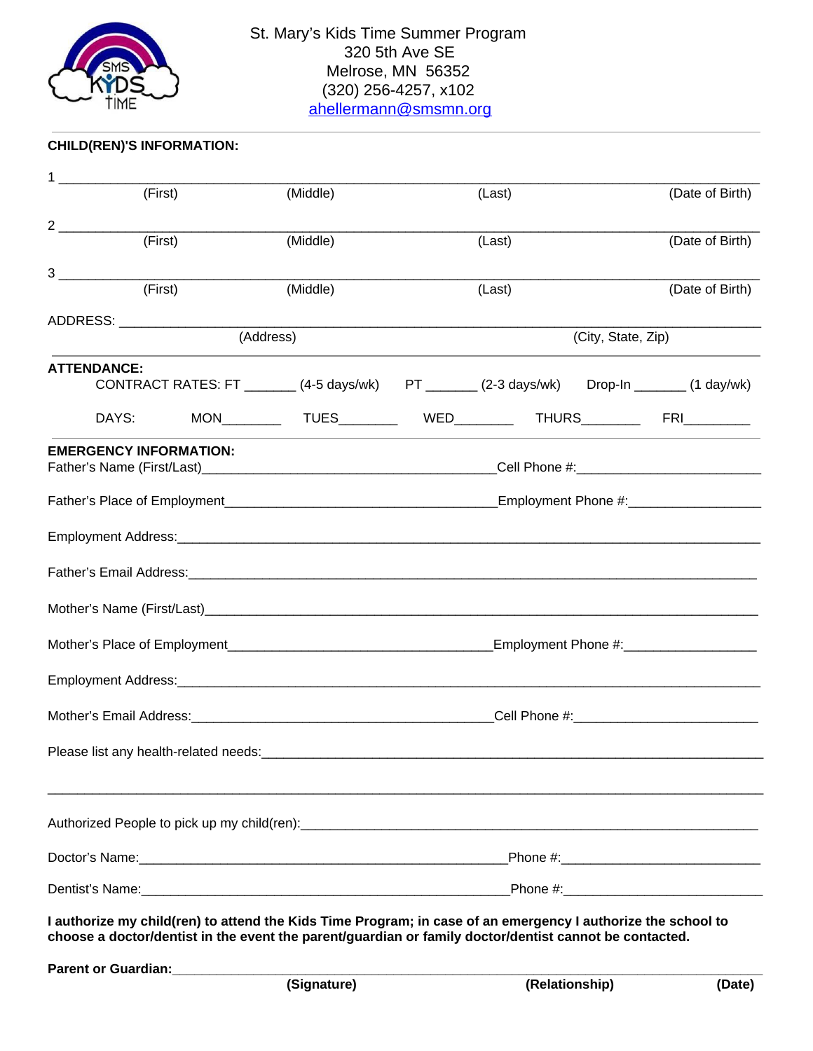St. Mary's Kids Time Summer Program
320 5th Ave SE
Melrose, MN 56352
(320) 256-4257, x102
ahellermann@smsmn.org

---

**CHILD(REN)'S INFORMATION:**

1 ______________________________________________________________________________
(First) (Middle) (Last) (Date of Birth)

2 ______________________________________________________________________________
(First) (Middle) (Last) (Date of Birth)

3 ______________________________________________________________________________
(First) (Middle) (Last) (Date of Birth)

ADDRESS: ______________________________________________________________________
(Address) (City, State, Zip)

---

**ATTENDANCE:**

CONTRACT RATES: FT _______ (4-5 days/wk) PT _______ (2-3 days/wk) Drop-In _______ (1 day/wk)

DAYS: MON________ TUES________ WED________ THURS________ FRI_________

---

**EMERGENCY INFORMATION:**

Father's Name (First/Last)_________________________________________Cell Phone #:_________________________

Father's Place of Employment_____________________________________Employment Phone #:__________________

Employment Address:_______________________________________________________________________________

Father's Email Address:_____________________________________________________________________________

Mother's Name (First/Last)__________________________________________________________________________

Mother's Place of Employment____________________________________Employment Phone #:__________________

Employment Address:_______________________________________________________________________________

Mother's Email Address:_____________________________________________Cell Phone #:_________________________

Please list any health-related needs:____________________________________________________________________

___________________________________________________________________________________________

Authorized People to pick up my child(ren):_______________________________________________________________

Doctor's Name:_____________________________________________________Phone #:____________________________

Dentist's Name:_____________________________________________________Phone #:____________________________

**I authorize my child(ren) to attend the Kids Time Program; in case of an emergency I authorize the school to choose a doctor/dentist in the event the parent/guardian or family doctor/dentist cannot be contacted.**

**Parent or Guardian:**_______________________________________________________________________________
**(Signature)** **(Relationship)** **(Date)**